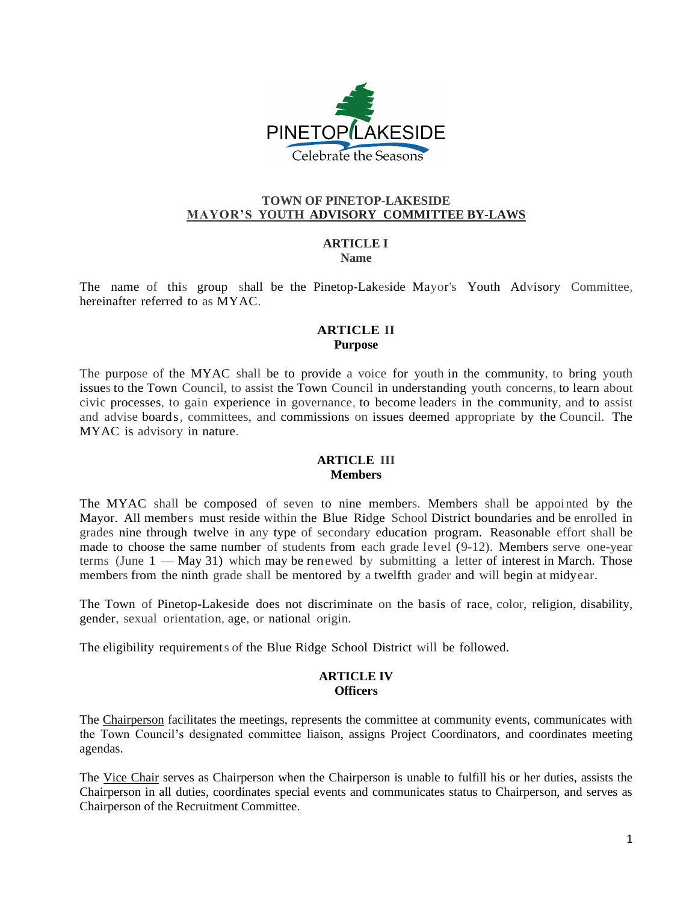# TOWN OF PINETOP-LAKESIDE

## MAYOR'S YOUTH ADVISORY COMMITTEE BY-LAWS

### ARTICLE I
**Name**

The name of this group shall be the Pinetop-Lakeside Mayor's Youth Advisory Committee, hereinafter referred to as MYAC.

### ARTICLE II
**Purpose**

The purpose of the MYAC shall be to provide a voice for youth in the community, to bring youth issues to the Town Council, to assist the Town Council in understanding youth concerns, to learn about civic processes, to gain experience in governance, to become leaders in the community, and to assist and advise boards, committees, and commissions on issues deemed appropriate by the Council. The MYAC is advisory in nature.

### ARTICLE III
**Members**

The MYAC shall be composed of seven to nine members. Members shall be appointed by the Mayor. All members must reside within the Blue Ridge School District boundaries and be enrolled in grades nine through twelve in any type of secondary education program. Reasonable effort shall be made to choose the same number of students from each grade level (9-12). Members serve one-year terms (June 1 — May 31) which may be renewed by submitting a letter of interest in March. Those members from the ninth grade shall be mentored by a twelfth grader and will begin at midyear.

The Town of Pinetop-Lakeside does not discriminate on the basis of race, color, religion, disability, gender, sexual orientation, age, or national origin.

The eligibility requirements of the Blue Ridge School District will be followed.

### ARTICLE IV
**Officers**

The Chairperson facilitates the meetings, represents the committee at community events, communicates with the Town Council's designated committee liaison, assigns Project Coordinators, and coordinates meeting agendas.

The Vice Chair serves as Chairperson when the Chairperson is unable to fulfill his or her duties, assists the Chairperson in all duties, coordinates special events and communicates status to Chairperson, and serves as Chairperson of the Recruitment Committee.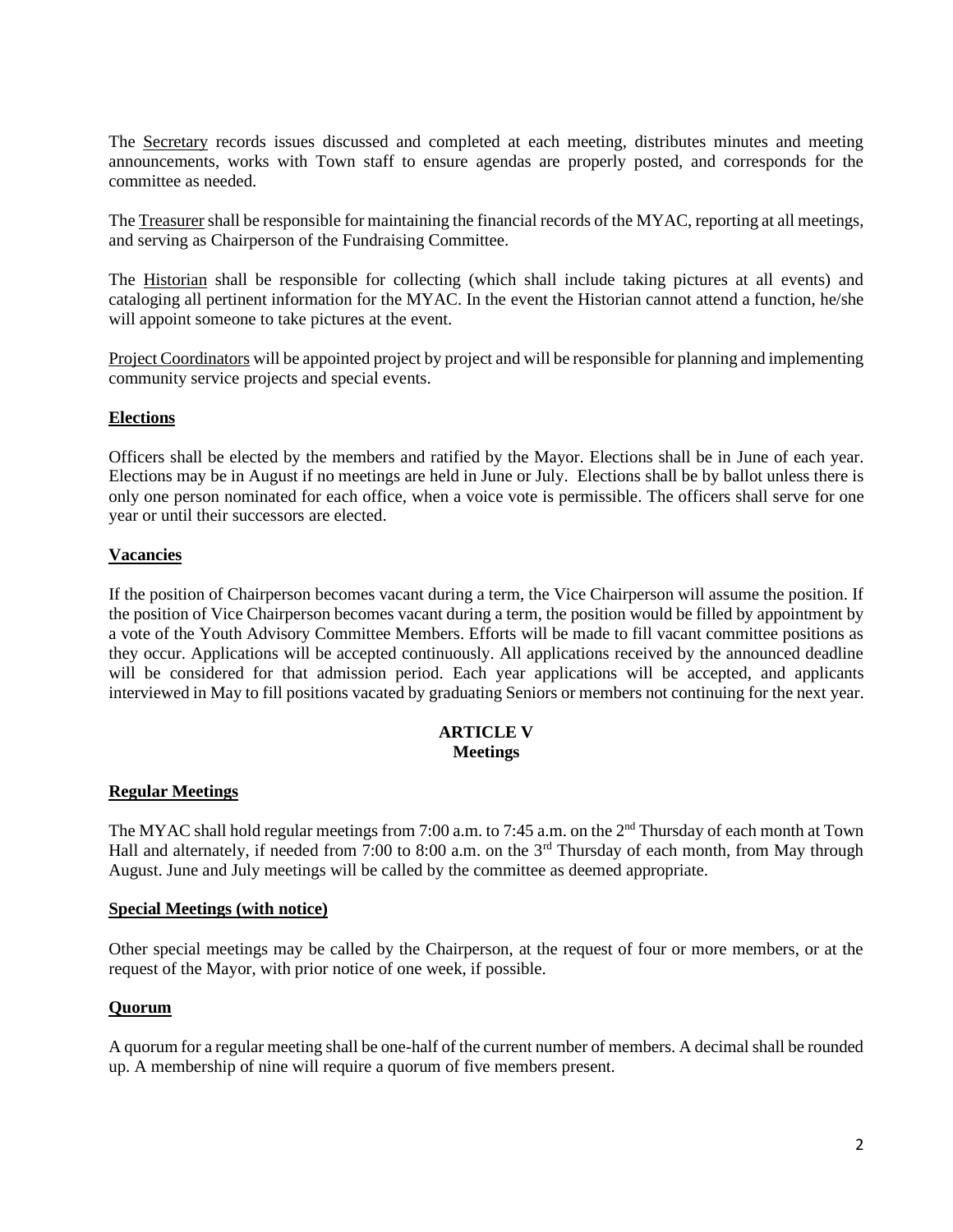The Secretary records issues discussed and completed at each meeting, distributes minutes and meeting announcements, works with Town staff to ensure agendas are properly posted, and corresponds for the committee as needed.

The Treasurer shall be responsible for maintaining the financial records of the MYAC, reporting at all meetings, and serving as Chairperson of the Fundraising Committee.

The Historian shall be responsible for collecting (which shall include taking pictures at all events) and cataloging all pertinent information for the MYAC. In the event the Historian cannot attend a function, he/she will appoint someone to take pictures at the event.

Project Coordinators will be appointed project by project and will be responsible for planning and implementing community service projects and special events.

**Elections**

Officers shall be elected by the members and ratified by the Mayor. Elections shall be in June of each year. Elections may be in August if no meetings are held in June or July. Elections shall be by ballot unless there is only one person nominated for each office, when a voice vote is permissible. The officers shall serve for one year or until their successors are elected.

**Vacancies**

If the position of Chairperson becomes vacant during a term, the Vice Chairperson will assume the position. If the position of Vice Chairperson becomes vacant during a term, the position would be filled by appointment by a vote of the Youth Advisory Committee Members. Efforts will be made to fill vacant committee positions as they occur. Applications will be accepted continuously. All applications received by the announced deadline will be considered for that admission period. Each year applications will be accepted, and applicants interviewed in May to fill positions vacated by graduating Seniors or members not continuing for the next year.

## ARTICLE V
## Meetings

**Regular Meetings**

The MYAC shall hold regular meetings from 7:00 a.m. to 7:45 a.m. on the 2nd Thursday of each month at Town Hall and alternately, if needed from 7:00 to 8:00 a.m. on the 3rd Thursday of each month, from May through August. June and July meetings will be called by the committee as deemed appropriate.

**Special Meetings (with notice)**

Other special meetings may be called by the Chairperson, at the request of four or more members, or at the request of the Mayor, with prior notice of one week, if possible.

**Quorum**

A quorum for a regular meeting shall be one-half of the current number of members. A decimal shall be rounded up. A membership of nine will require a quorum of five members present.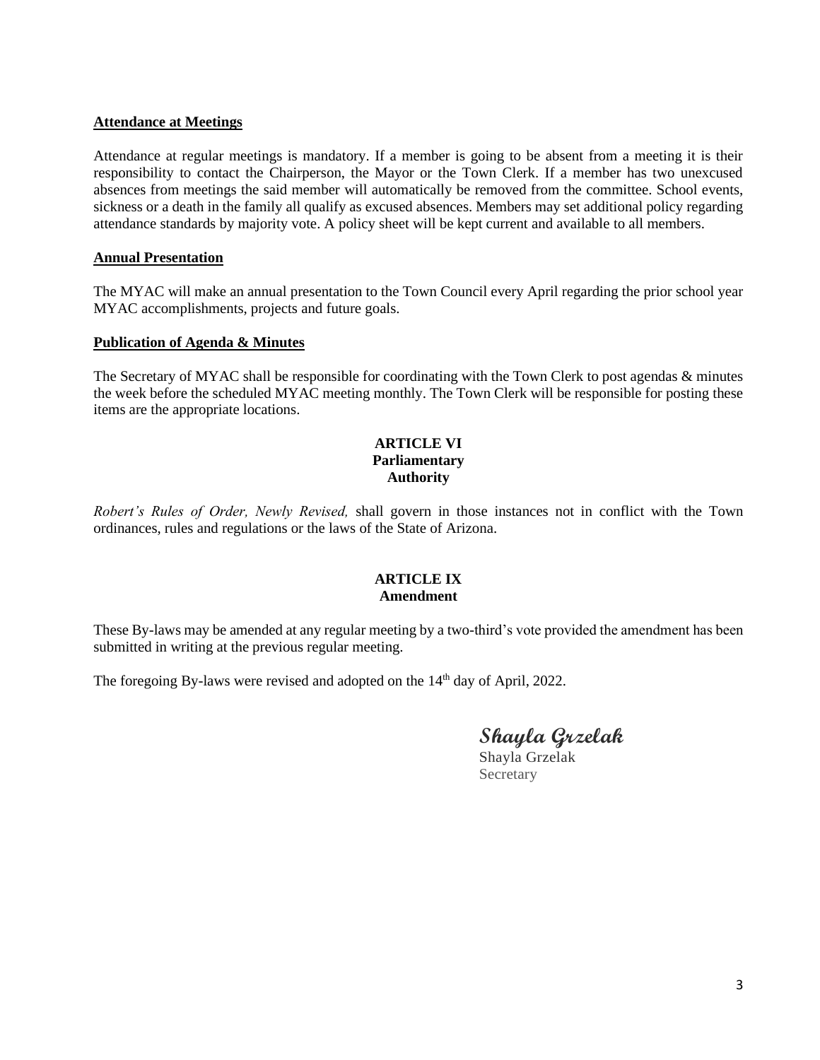**Attendance at Meetings**

Attendance at regular meetings is mandatory. If a member is going to be absent from a meeting it is their responsibility to contact the Chairperson, the Mayor or the Town Clerk. If a member has two unexcused absences from meetings the said member will automatically be removed from the committee. School events, sickness or a death in the family all qualify as excused absences. Members may set additional policy regarding attendance standards by majority vote. A policy sheet will be kept current and available to all members.

**Annual Presentation**

The MYAC will make an annual presentation to the Town Council every April regarding the prior school year MYAC accomplishments, projects and future goals.

**Publication of Agenda & Minutes**

The Secretary of MYAC shall be responsible for coordinating with the Town Clerk to post agendas & minutes the week before the scheduled MYAC meeting monthly. The Town Clerk will be responsible for posting these items are the appropriate locations.

## ARTICLE VI
## Parliamentary Authority

*Robert's Rules of Order, Newly Revised,* shall govern in those instances not in conflict with the Town ordinances, rules and regulations or the laws of the State of Arizona.

## ARTICLE IX
## Amendment

These By-laws may be amended at any regular meeting by a two-third's vote provided the amendment has been submitted in writing at the previous regular meeting.

The foregoing By-laws were revised and adopted on the 14th day of April, 2022.

*Shayla Grzelak*
Shayla Grzelak
Secretary